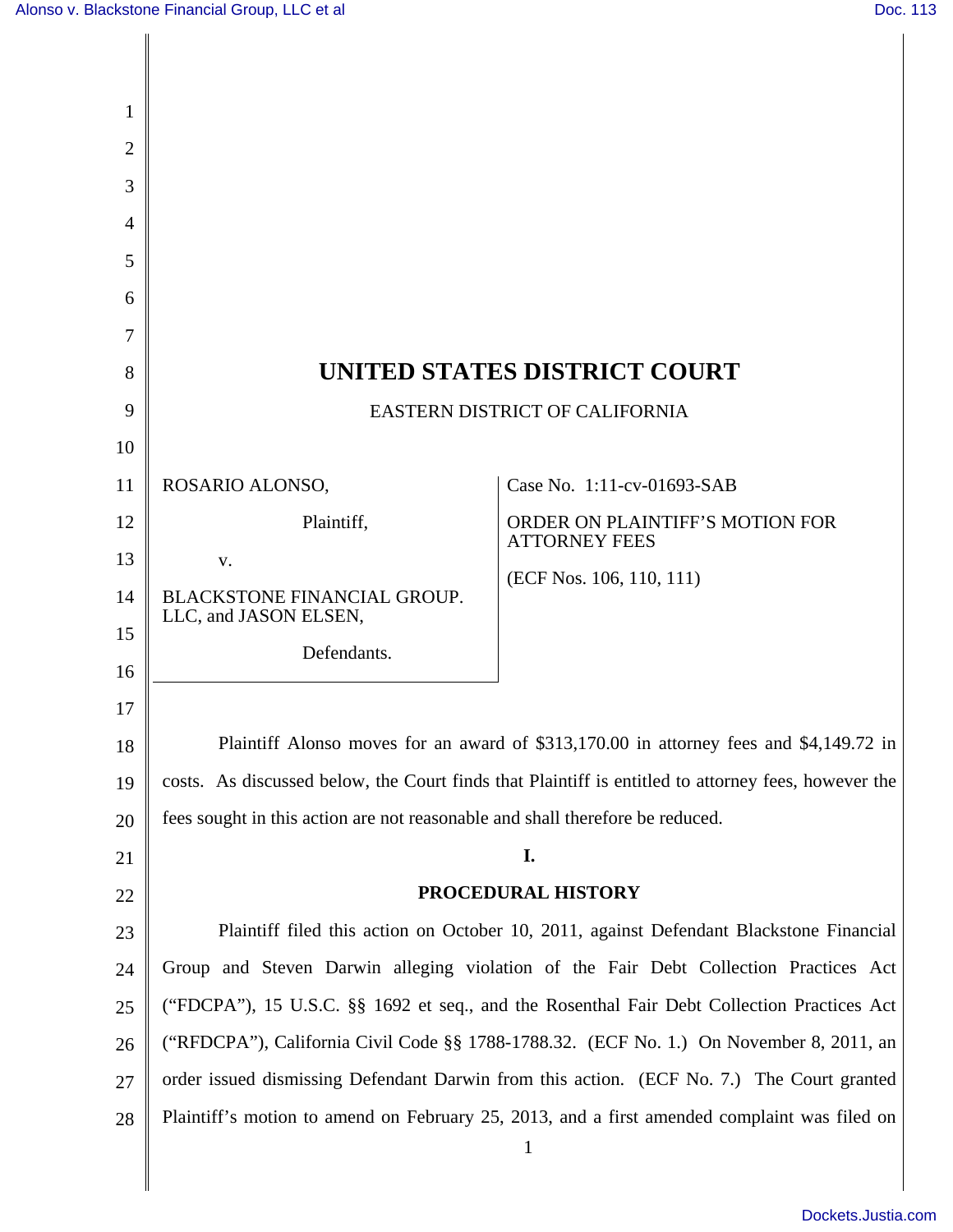# UNITED STATES DISTRICT COURT

EASTERN DISTRICT OF CALIFORNIA

| | |
|---|---|
| ROSARIO ALONSO,<br><br>Plaintiff,<br><br>v.<br><br>BLACKSTONE FINANCIAL GROUP. LLC, and JASON ELSEN,<br><br>Defendants. | Case No. 1:11-cv-01693-SAB<br><br>ORDER ON PLAINTIFF'S MOTION FOR ATTORNEY FEES<br><br>(ECF Nos. 106, 110, 111) |

Plaintiff Alonso moves for an award of $313,170.00 in attorney fees and $4,149.72 in costs. As discussed below, the Court finds that Plaintiff is entitled to attorney fees, however the fees sought in this action are not reasonable and shall therefore be reduced.

## I.

## PROCEDURAL HISTORY

Plaintiff filed this action on October 10, 2011, against Defendant Blackstone Financial Group and Steven Darwin alleging violation of the Fair Debt Collection Practices Act ("FDCPA"), 15 U.S.C. §§ 1692 et seq., and the Rosenthal Fair Debt Collection Practices Act ("RFDCPA"), California Civil Code §§ 1788-1788.32. (ECF No. 1.) On November 8, 2011, an order issued dismissing Defendant Darwin from this action. (ECF No. 7.) The Court granted Plaintiff's motion to amend on February 25, 2013, and a first amended complaint was filed on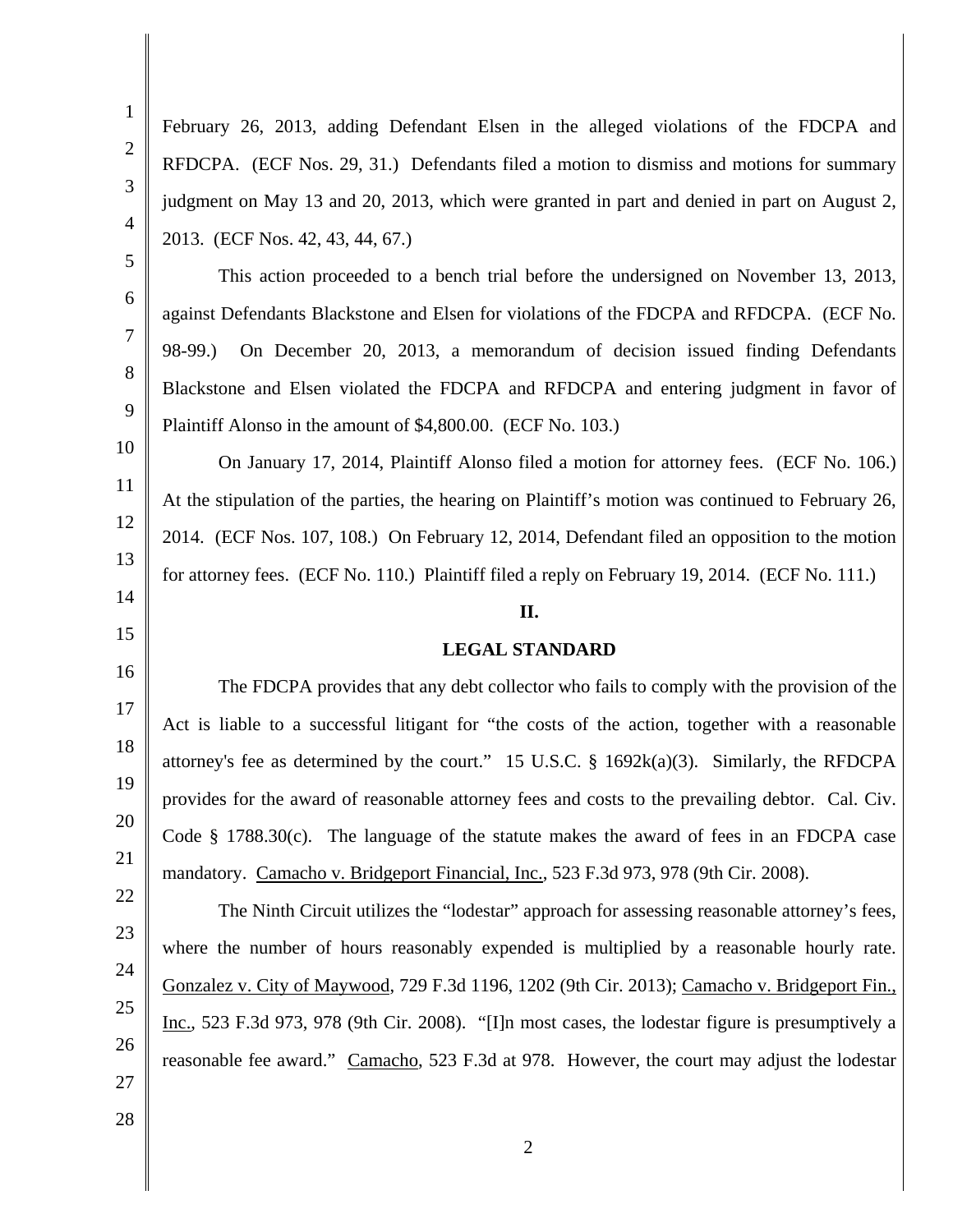February 26, 2013, adding Defendant Elsen in the alleged violations of the FDCPA and RFDCPA. (ECF Nos. 29, 31.) Defendants filed a motion to dismiss and motions for summary judgment on May 13 and 20, 2013, which were granted in part and denied in part on August 2, 2013. (ECF Nos. 42, 43, 44, 67.)

This action proceeded to a bench trial before the undersigned on November 13, 2013, against Defendants Blackstone and Elsen for violations of the FDCPA and RFDCPA. (ECF No. 98-99.) On December 20, 2013, a memorandum of decision issued finding Defendants Blackstone and Elsen violated the FDCPA and RFDCPA and entering judgment in favor of Plaintiff Alonso in the amount of $4,800.00. (ECF No. 103.)

On January 17, 2014, Plaintiff Alonso filed a motion for attorney fees. (ECF No. 106.) At the stipulation of the parties, the hearing on Plaintiff's motion was continued to February 26, 2014. (ECF Nos. 107, 108.) On February 12, 2014, Defendant filed an opposition to the motion for attorney fees. (ECF No. 110.) Plaintiff filed a reply on February 19, 2014. (ECF No. 111.)

## II.

## LEGAL STANDARD

The FDCPA provides that any debt collector who fails to comply with the provision of the Act is liable to a successful litigant for "the costs of the action, together with a reasonable attorney's fee as determined by the court." 15 U.S.C. § 1692k(a)(3). Similarly, the RFDCPA provides for the award of reasonable attorney fees and costs to the prevailing debtor. Cal. Civ. Code § 1788.30(c). The language of the statute makes the award of fees in an FDCPA case mandatory. Camacho v. Bridgeport Financial, Inc., 523 F.3d 973, 978 (9th Cir. 2008).

The Ninth Circuit utilizes the "lodestar" approach for assessing reasonable attorney's fees, where the number of hours reasonably expended is multiplied by a reasonable hourly rate. Gonzalez v. City of Maywood, 729 F.3d 1196, 1202 (9th Cir. 2013); Camacho v. Bridgeport Fin., Inc., 523 F.3d 973, 978 (9th Cir. 2008). "[I]n most cases, the lodestar figure is presumptively a reasonable fee award." Camacho, 523 F.3d at 978. However, the court may adjust the lodestar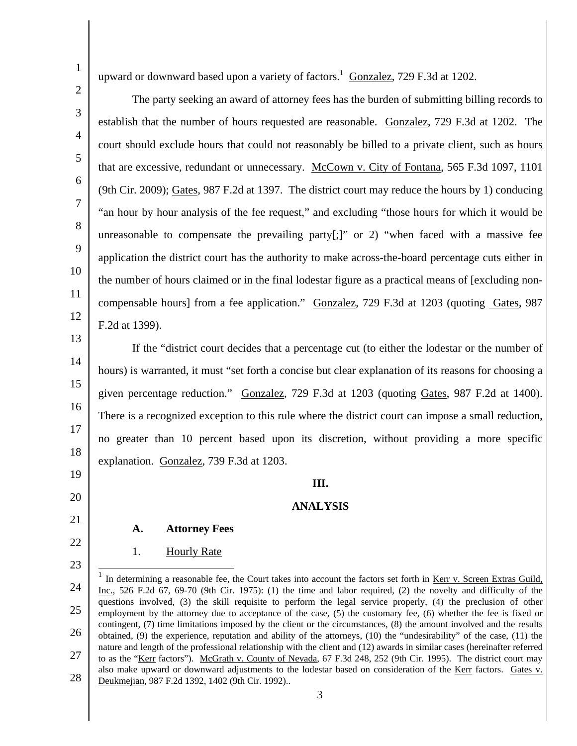upward or downward based upon a variety of factors.[1] Gonzalez, 729 F.3d at 1202.

The party seeking an award of attorney fees has the burden of submitting billing records to establish that the number of hours requested are reasonable. Gonzalez, 729 F.3d at 1202. The court should exclude hours that could not reasonably be billed to a private client, such as hours that are excessive, redundant or unnecessary. McCown v. City of Fontana, 565 F.3d 1097, 1101 (9th Cir. 2009); Gates, 987 F.2d at 1397. The district court may reduce the hours by 1) conducing "an hour by hour analysis of the fee request," and excluding "those hours for which it would be unreasonable to compensate the prevailing party[;]" or 2) "when faced with a massive fee application the district court has the authority to make across-the-board percentage cuts either in the number of hours claimed or in the final lodestar figure as a practical means of [excluding non-compensable hours] from a fee application." Gonzalez, 729 F.3d at 1203 (quoting Gates, 987 F.2d at 1399).

If the "district court decides that a percentage cut (to either the lodestar or the number of hours) is warranted, it must "set forth a concise but clear explanation of its reasons for choosing a given percentage reduction." Gonzalez, 729 F.3d at 1203 (quoting Gates, 987 F.2d at 1400). There is a recognized exception to this rule where the district court can impose a small reduction, no greater than 10 percent based upon its discretion, without providing a more specific explanation. Gonzalez, 739 F.3d at 1203.

## III.

## ANALYSIS

### A. Attorney Fees

1. Hourly Rate

---

[1] In determining a reasonable fee, the Court takes into account the factors set forth in Kerr v. Screen Extras Guild, Inc., 526 F.2d 67, 69-70 (9th Cir. 1975): (1) the time and labor required, (2) the novelty and difficulty of the questions involved, (3) the skill requisite to perform the legal service properly, (4) the preclusion of other employment by the attorney due to acceptance of the case, (5) the customary fee, (6) whether the fee is fixed or contingent, (7) time limitations imposed by the client or the circumstances, (8) the amount involved and the results obtained, (9) the experience, reputation and ability of the attorneys, (10) the "undesirability" of the case, (11) the nature and length of the professional relationship with the client and (12) awards in similar cases (hereinafter referred to as the "Kerr factors"). McGrath v. County of Nevada, 67 F.3d 248, 252 (9th Cir. 1995). The district court may also make upward or downward adjustments to the lodestar based on consideration of the Kerr factors. Gates v. Deukmejian, 987 F.2d 1392, 1402 (9th Cir. 1992)..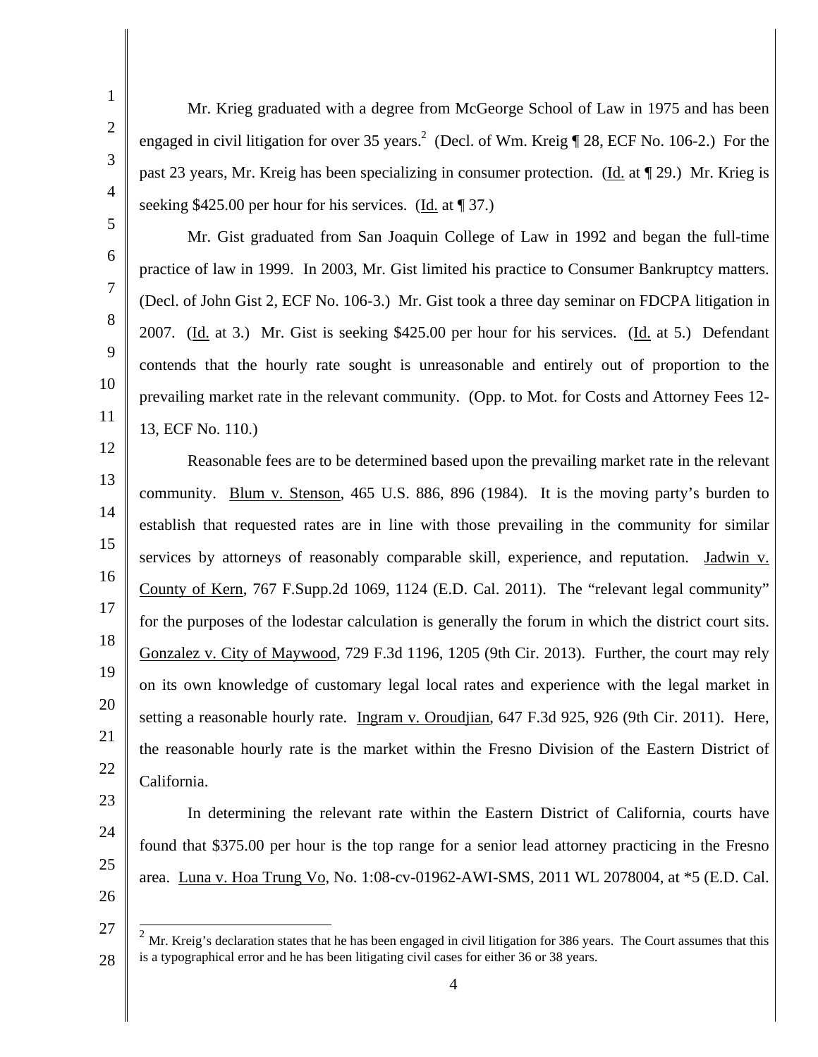Mr. Krieg graduated with a degree from McGeorge School of Law in 1975 and has been engaged in civil litigation for over 35 years.[2] (Decl. of Wm. Kreig ¶ 28, ECF No. 106-2.) For the past 23 years, Mr. Kreig has been specializing in consumer protection. (Id. at ¶ 29.) Mr. Krieg is seeking $425.00 per hour for his services. (Id. at ¶ 37.)

Mr. Gist graduated from San Joaquin College of Law in 1992 and began the full-time practice of law in 1999. In 2003, Mr. Gist limited his practice to Consumer Bankruptcy matters. (Decl. of John Gist 2, ECF No. 106-3.) Mr. Gist took a three day seminar on FDCPA litigation in 2007. (Id. at 3.) Mr. Gist is seeking $425.00 per hour for his services. (Id. at 5.) Defendant contends that the hourly rate sought is unreasonable and entirely out of proportion to the prevailing market rate in the relevant community. (Opp. to Mot. for Costs and Attorney Fees 12-13, ECF No. 110.)

Reasonable fees are to be determined based upon the prevailing market rate in the relevant community. Blum v. Stenson, 465 U.S. 886, 896 (1984). It is the moving party's burden to establish that requested rates are in line with those prevailing in the community for similar services by attorneys of reasonably comparable skill, experience, and reputation. Jadwin v. County of Kern, 767 F.Supp.2d 1069, 1124 (E.D. Cal. 2011). The "relevant legal community" for the purposes of the lodestar calculation is generally the forum in which the district court sits. Gonzalez v. City of Maywood, 729 F.3d 1196, 1205 (9th Cir. 2013). Further, the court may rely on its own knowledge of customary legal local rates and experience with the legal market in setting a reasonable hourly rate. Ingram v. Oroudjian, 647 F.3d 925, 926 (9th Cir. 2011). Here, the reasonable hourly rate is the market within the Fresno Division of the Eastern District of California.

In determining the relevant rate within the Eastern District of California, courts have found that $375.00 per hour is the top range for a senior lead attorney practicing in the Fresno area. Luna v. Hoa Trung Vo, No. 1:08-cv-01962-AWI-SMS, 2011 WL 2078004, at *5 (E.D. Cal.

---

[2] Mr. Kreig's declaration states that he has been engaged in civil litigation for 386 years. The Court assumes that this is a typographical error and he has been litigating civil cases for either 36 or 38 years.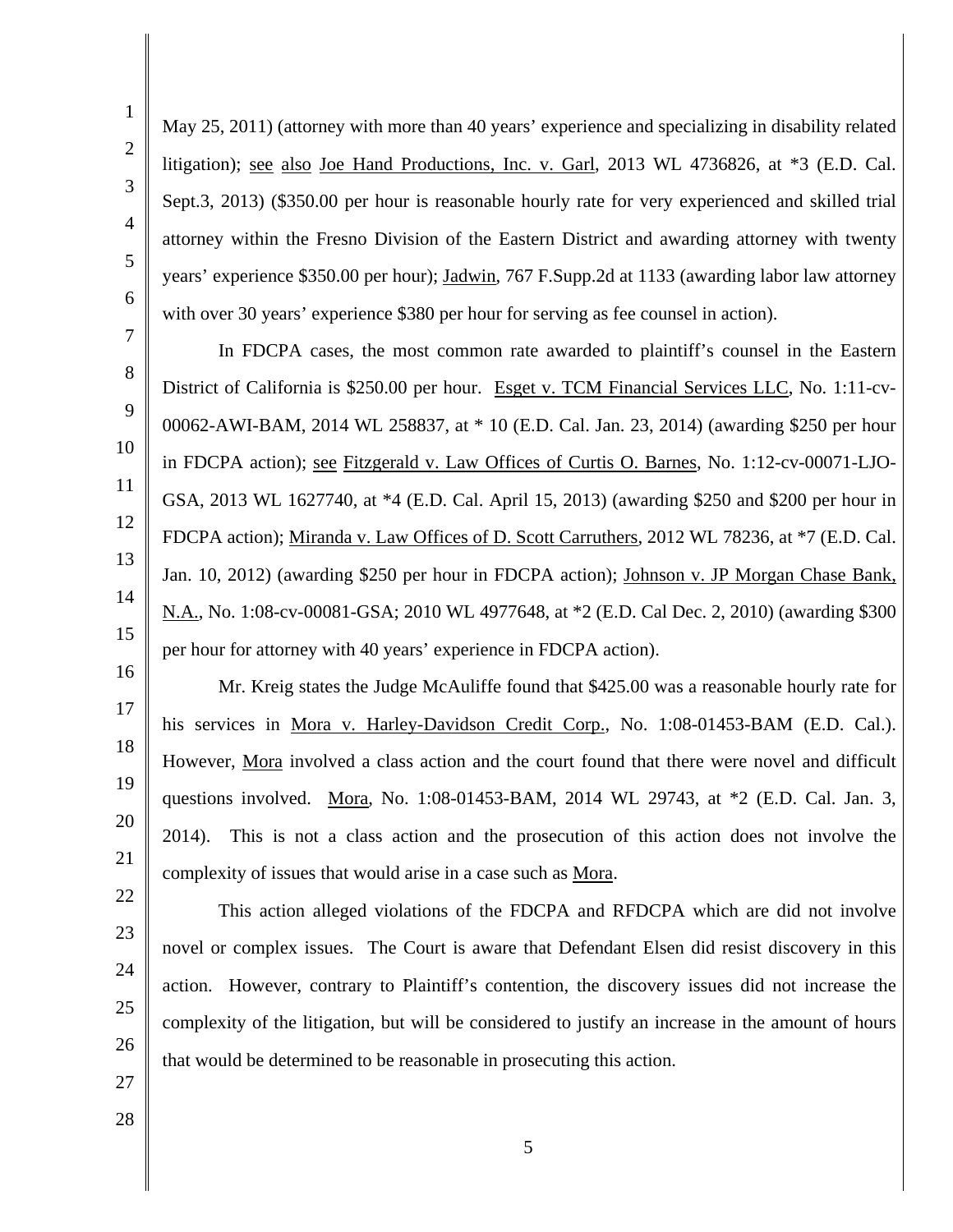May 25, 2011) (attorney with more than 40 years' experience and specializing in disability related litigation); see also Joe Hand Productions, Inc. v. Garl, 2013 WL 4736826, at *3 (E.D. Cal. Sept.3, 2013) ($350.00 per hour is reasonable hourly rate for very experienced and skilled trial attorney within the Fresno Division of the Eastern District and awarding attorney with twenty years' experience $350.00 per hour); Jadwin, 767 F.Supp.2d at 1133 (awarding labor law attorney with over 30 years' experience $380 per hour for serving as fee counsel in action).

In FDCPA cases, the most common rate awarded to plaintiff's counsel in the Eastern District of California is $250.00 per hour. Esget v. TCM Financial Services LLC, No. 1:11-cv-00062-AWI-BAM, 2014 WL 258837, at * 10 (E.D. Cal. Jan. 23, 2014) (awarding $250 per hour in FDCPA action); see Fitzgerald v. Law Offices of Curtis O. Barnes, No. 1:12-cv-00071-LJO-GSA, 2013 WL 1627740, at *4 (E.D. Cal. April 15, 2013) (awarding $250 and $200 per hour in FDCPA action); Miranda v. Law Offices of D. Scott Carruthers, 2012 WL 78236, at *7 (E.D. Cal. Jan. 10, 2012) (awarding $250 per hour in FDCPA action); Johnson v. JP Morgan Chase Bank, N.A., No. 1:08-cv-00081-GSA; 2010 WL 4977648, at *2 (E.D. Cal Dec. 2, 2010) (awarding $300 per hour for attorney with 40 years' experience in FDCPA action).

Mr. Kreig states the Judge McAuliffe found that $425.00 was a reasonable hourly rate for his services in Mora v. Harley-Davidson Credit Corp., No. 1:08-01453-BAM (E.D. Cal.). However, Mora involved a class action and the court found that there were novel and difficult questions involved. Mora, No. 1:08-01453-BAM, 2014 WL 29743, at *2 (E.D. Cal. Jan. 3, 2014). This is not a class action and the prosecution of this action does not involve the complexity of issues that would arise in a case such as Mora.

This action alleged violations of the FDCPA and RFDCPA which are did not involve novel or complex issues. The Court is aware that Defendant Elsen did resist discovery in this action. However, contrary to Plaintiff's contention, the discovery issues did not increase the complexity of the litigation, but will be considered to justify an increase in the amount of hours that would be determined to be reasonable in prosecuting this action.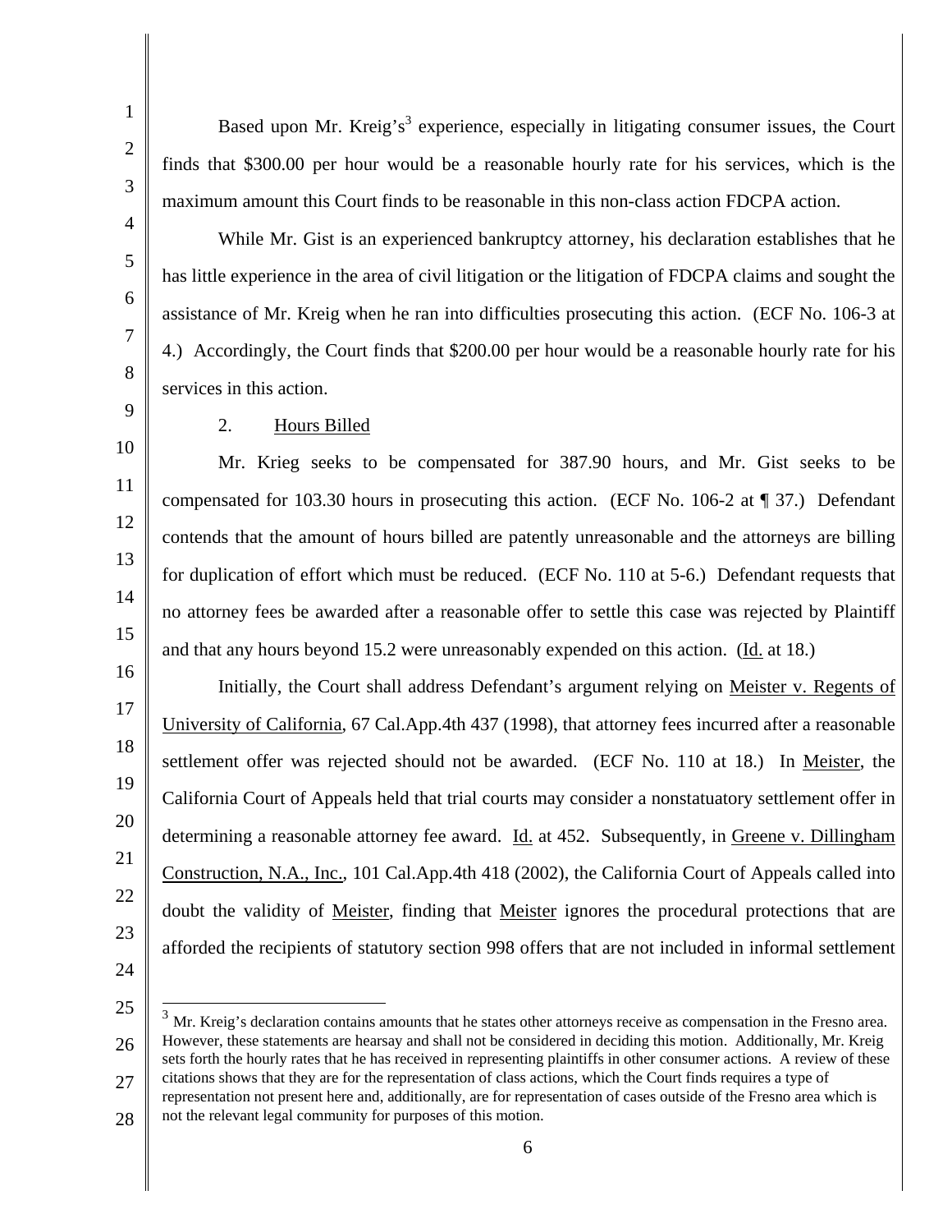Based upon Mr. Kreig's[3] experience, especially in litigating consumer issues, the Court finds that $300.00 per hour would be a reasonable hourly rate for his services, which is the maximum amount this Court finds to be reasonable in this non-class action FDCPA action.

While Mr. Gist is an experienced bankruptcy attorney, his declaration establishes that he has little experience in the area of civil litigation or the litigation of FDCPA claims and sought the assistance of Mr. Kreig when he ran into difficulties prosecuting this action. (ECF No. 106-3 at 4.) Accordingly, the Court finds that $200.00 per hour would be a reasonable hourly rate for his services in this action.

2. Hours Billed

Mr. Krieg seeks to be compensated for 387.90 hours, and Mr. Gist seeks to be compensated for 103.30 hours in prosecuting this action. (ECF No. 106-2 at ¶ 37.) Defendant contends that the amount of hours billed are patently unreasonable and the attorneys are billing for duplication of effort which must be reduced. (ECF No. 110 at 5-6.) Defendant requests that no attorney fees be awarded after a reasonable offer to settle this case was rejected by Plaintiff and that any hours beyond 15.2 were unreasonably expended on this action. (Id. at 18.)

Initially, the Court shall address Defendant's argument relying on Meister v. Regents of University of California, 67 Cal.App.4th 437 (1998), that attorney fees incurred after a reasonable settlement offer was rejected should not be awarded. (ECF No. 110 at 18.) In Meister, the California Court of Appeals held that trial courts may consider a nonstatuatory settlement offer in determining a reasonable attorney fee award. Id. at 452. Subsequently, in Greene v. Dillingham Construction, N.A., Inc., 101 Cal.App.4th 418 (2002), the California Court of Appeals called into doubt the validity of Meister, finding that Meister ignores the procedural protections that are afforded the recipients of statutory section 998 offers that are not included in informal settlement

---

[3] Mr. Kreig's declaration contains amounts that he states other attorneys receive as compensation in the Fresno area. However, these statements are hearsay and shall not be considered in deciding this motion. Additionally, Mr. Kreig sets forth the hourly rates that he has received in representing plaintiffs in other consumer actions. A review of these citations shows that they are for the representation of class actions, which the Court finds requires a type of representation not present here and, additionally, are for representation of cases outside of the Fresno area which is not the relevant legal community for purposes of this motion.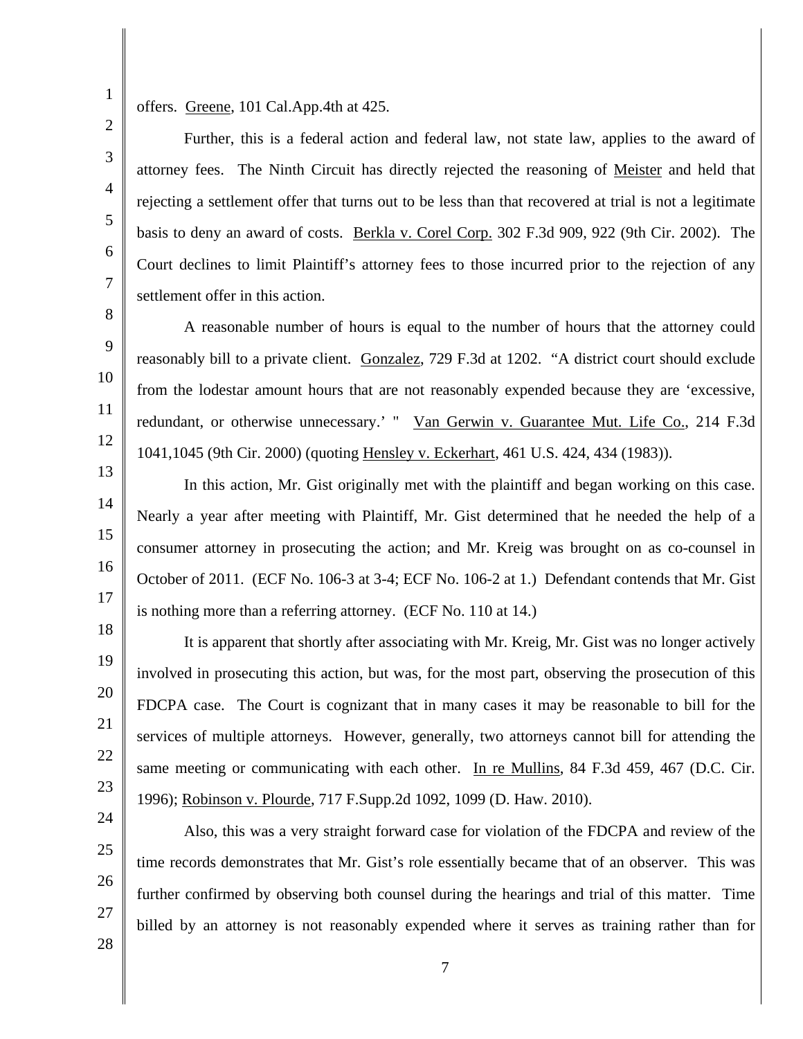offers. Greene, 101 Cal.App.4th at 425.

Further, this is a federal action and federal law, not state law, applies to the award of attorney fees. The Ninth Circuit has directly rejected the reasoning of Meister and held that rejecting a settlement offer that turns out to be less than that recovered at trial is not a legitimate basis to deny an award of costs. Berkla v. Corel Corp. 302 F.3d 909, 922 (9th Cir. 2002). The Court declines to limit Plaintiff's attorney fees to those incurred prior to the rejection of any settlement offer in this action.

A reasonable number of hours is equal to the number of hours that the attorney could reasonably bill to a private client. Gonzalez, 729 F.3d at 1202. "A district court should exclude from the lodestar amount hours that are not reasonably expended because they are 'excessive, redundant, or otherwise unnecessary.' " Van Gerwin v. Guarantee Mut. Life Co., 214 F.3d 1041,1045 (9th Cir. 2000) (quoting Hensley v. Eckerhart, 461 U.S. 424, 434 (1983)).

In this action, Mr. Gist originally met with the plaintiff and began working on this case. Nearly a year after meeting with Plaintiff, Mr. Gist determined that he needed the help of a consumer attorney in prosecuting the action; and Mr. Kreig was brought on as co-counsel in October of 2011. (ECF No. 106-3 at 3-4; ECF No. 106-2 at 1.) Defendant contends that Mr. Gist is nothing more than a referring attorney. (ECF No. 110 at 14.)

It is apparent that shortly after associating with Mr. Kreig, Mr. Gist was no longer actively involved in prosecuting this action, but was, for the most part, observing the prosecution of this FDCPA case. The Court is cognizant that in many cases it may be reasonable to bill for the services of multiple attorneys. However, generally, two attorneys cannot bill for attending the same meeting or communicating with each other. In re Mullins, 84 F.3d 459, 467 (D.C. Cir. 1996); Robinson v. Plourde, 717 F.Supp.2d 1092, 1099 (D. Haw. 2010).

Also, this was a very straight forward case for violation of the FDCPA and review of the time records demonstrates that Mr. Gist's role essentially became that of an observer. This was further confirmed by observing both counsel during the hearings and trial of this matter. Time billed by an attorney is not reasonably expended where it serves as training rather than for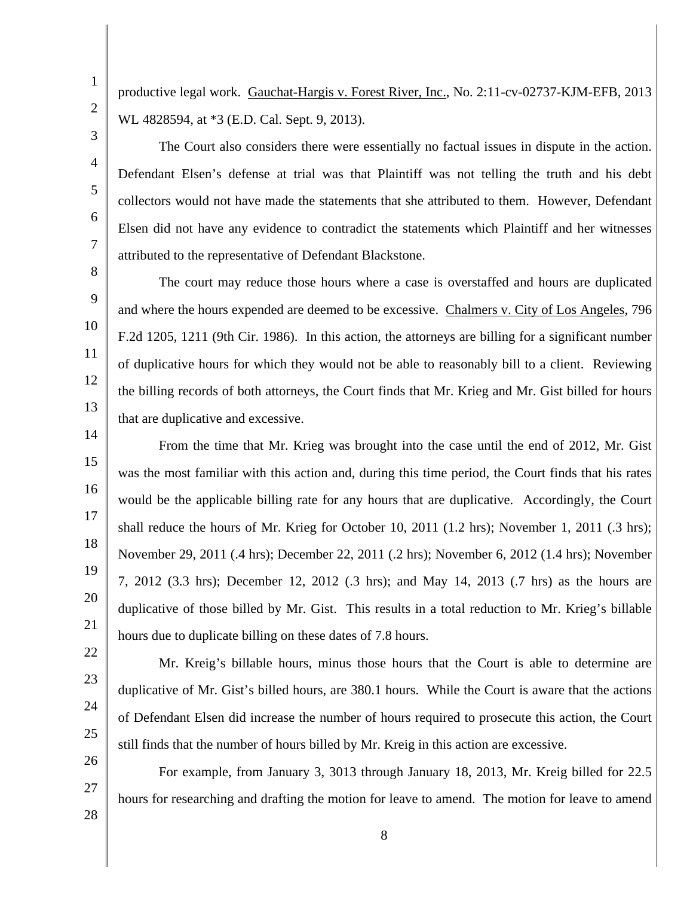productive legal work. Gauchat-Hargis v. Forest River, Inc., No. 2:11-cv-02737-KJM-EFB, 2013 WL 4828594, at *3 (E.D. Cal. Sept. 9, 2013).

The Court also considers there were essentially no factual issues in dispute in the action. Defendant Elsen's defense at trial was that Plaintiff was not telling the truth and his debt collectors would not have made the statements that she attributed to them. However, Defendant Elsen did not have any evidence to contradict the statements which Plaintiff and her witnesses attributed to the representative of Defendant Blackstone.

The court may reduce those hours where a case is overstaffed and hours are duplicated and where the hours expended are deemed to be excessive. Chalmers v. City of Los Angeles, 796 F.2d 1205, 1211 (9th Cir. 1986). In this action, the attorneys are billing for a significant number of duplicative hours for which they would not be able to reasonably bill to a client. Reviewing the billing records of both attorneys, the Court finds that Mr. Krieg and Mr. Gist billed for hours that are duplicative and excessive.

From the time that Mr. Krieg was brought into the case until the end of 2012, Mr. Gist was the most familiar with this action and, during this time period, the Court finds that his rates would be the applicable billing rate for any hours that are duplicative. Accordingly, the Court shall reduce the hours of Mr. Krieg for October 10, 2011 (1.2 hrs); November 1, 2011 (.3 hrs); November 29, 2011 (.4 hrs); December 22, 2011 (.2 hrs); November 6, 2012 (1.4 hrs); November 7, 2012 (3.3 hrs); December 12, 2012 (.3 hrs); and May 14, 2013 (.7 hrs) as the hours are duplicative of those billed by Mr. Gist. This results in a total reduction to Mr. Krieg's billable hours due to duplicate billing on these dates of 7.8 hours.

Mr. Kreig's billable hours, minus those hours that the Court is able to determine are duplicative of Mr. Gist's billed hours, are 380.1 hours. While the Court is aware that the actions of Defendant Elsen did increase the number of hours required to prosecute this action, the Court still finds that the number of hours billed by Mr. Kreig in this action are excessive.

For example, from January 3, 3013 through January 18, 2013, Mr. Kreig billed for 22.5 hours for researching and drafting the motion for leave to amend. The motion for leave to amend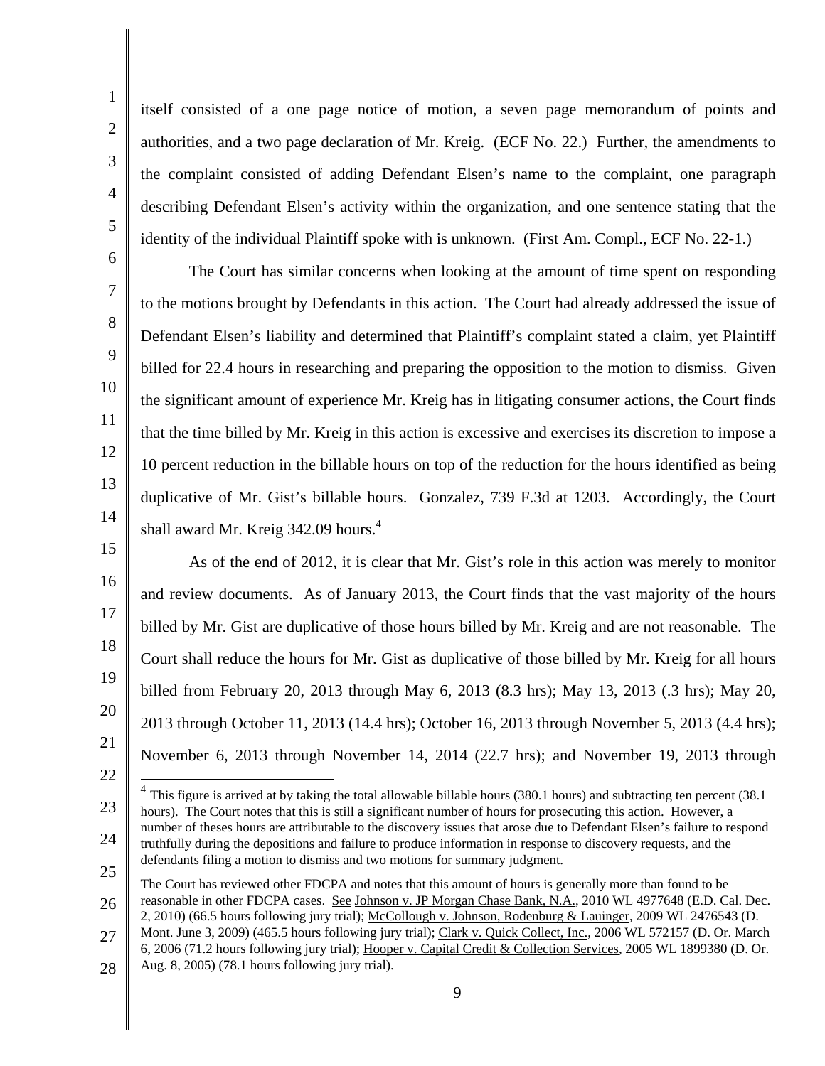itself consisted of a one page notice of motion, a seven page memorandum of points and authorities, and a two page declaration of Mr. Kreig. (ECF No. 22.) Further, the amendments to the complaint consisted of adding Defendant Elsen's name to the complaint, one paragraph describing Defendant Elsen's activity within the organization, and one sentence stating that the identity of the individual Plaintiff spoke with is unknown. (First Am. Compl., ECF No. 22-1.)

The Court has similar concerns when looking at the amount of time spent on responding to the motions brought by Defendants in this action. The Court had already addressed the issue of Defendant Elsen's liability and determined that Plaintiff's complaint stated a claim, yet Plaintiff billed for 22.4 hours in researching and preparing the opposition to the motion to dismiss. Given the significant amount of experience Mr. Kreig has in litigating consumer actions, the Court finds that the time billed by Mr. Kreig in this action is excessive and exercises its discretion to impose a 10 percent reduction in the billable hours on top of the reduction for the hours identified as being duplicative of Mr. Gist's billable hours. Gonzalez, 739 F.3d at 1203. Accordingly, the Court shall award Mr. Kreig 342.09 hours.[4]

As of the end of 2012, it is clear that Mr. Gist's role in this action was merely to monitor and review documents. As of January 2013, the Court finds that the vast majority of the hours billed by Mr. Gist are duplicative of those hours billed by Mr. Kreig and are not reasonable. The Court shall reduce the hours for Mr. Gist as duplicative of those billed by Mr. Kreig for all hours billed from February 20, 2013 through May 6, 2013 (8.3 hrs); May 13, 2013 (.3 hrs); May 20, 2013 through October 11, 2013 (14.4 hrs); October 16, 2013 through November 5, 2013 (4.4 hrs); November 6, 2013 through November 14, 2014 (22.7 hrs); and November 19, 2013 through

---

[4] This figure is arrived at by taking the total allowable billable hours (380.1 hours) and subtracting ten percent (38.1 hours). The Court notes that this is still a significant number of hours for prosecuting this action. However, a number of theses hours are attributable to the discovery issues that arose due to Defendant Elsen's failure to respond truthfully during the depositions and failure to produce information in response to discovery requests, and the defendants filing a motion to dismiss and two motions for summary judgment.

The Court has reviewed other FDCPA and notes that this amount of hours is generally more than found to be reasonable in other FDCPA cases. See Johnson v. JP Morgan Chase Bank, N.A., 2010 WL 4977648 (E.D. Cal. Dec. 2, 2010) (66.5 hours following jury trial); McCollough v. Johnson, Rodenburg & Lauinger, 2009 WL 2476543 (D. Mont. June 3, 2009) (465.5 hours following jury trial); Clark v. Quick Collect, Inc., 2006 WL 572157 (D. Or. March 6, 2006 (71.2 hours following jury trial); Hooper v. Capital Credit & Collection Services, 2005 WL 1899380 (D. Or. Aug. 8, 2005) (78.1 hours following jury trial).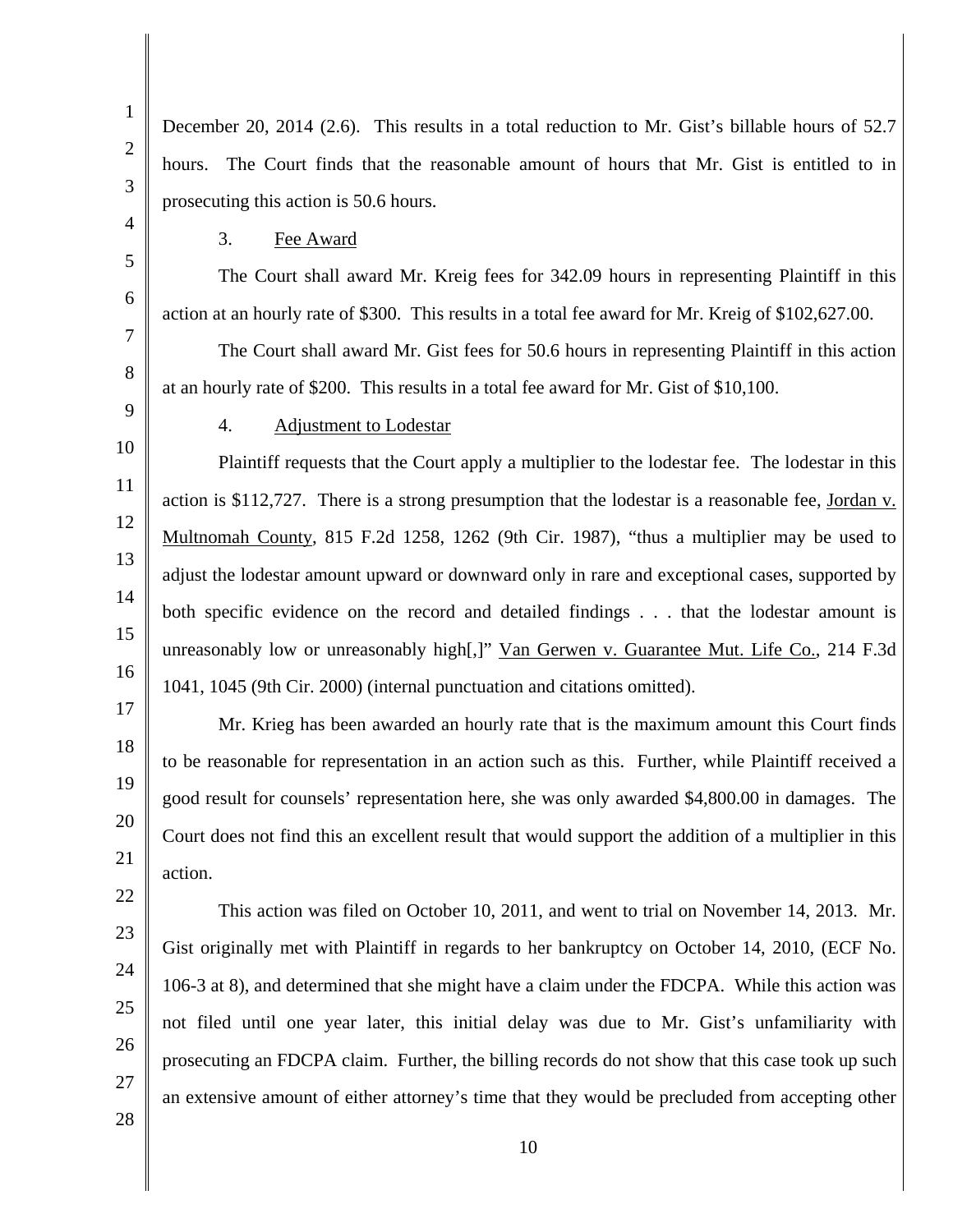December 20, 2014 (2.6). This results in a total reduction to Mr. Gist's billable hours of 52.7 hours. The Court finds that the reasonable amount of hours that Mr. Gist is entitled to in prosecuting this action is 50.6 hours.

3. Fee Award

The Court shall award Mr. Kreig fees for 342.09 hours in representing Plaintiff in this action at an hourly rate of $300. This results in a total fee award for Mr. Kreig of $102,627.00.

The Court shall award Mr. Gist fees for 50.6 hours in representing Plaintiff in this action at an hourly rate of $200. This results in a total fee award for Mr. Gist of $10,100.

4. Adjustment to Lodestar

Plaintiff requests that the Court apply a multiplier to the lodestar fee. The lodestar in this action is $112,727. There is a strong presumption that the lodestar is a reasonable fee, Jordan v. Multnomah County, 815 F.2d 1258, 1262 (9th Cir. 1987), "thus a multiplier may be used to adjust the lodestar amount upward or downward only in rare and exceptional cases, supported by both specific evidence on the record and detailed findings . . . that the lodestar amount is unreasonably low or unreasonably high[,]" Van Gerwen v. Guarantee Mut. Life Co., 214 F.3d 1041, 1045 (9th Cir. 2000) (internal punctuation and citations omitted).

Mr. Krieg has been awarded an hourly rate that is the maximum amount this Court finds to be reasonable for representation in an action such as this. Further, while Plaintiff received a good result for counsels' representation here, she was only awarded $4,800.00 in damages. The Court does not find this an excellent result that would support the addition of a multiplier in this action.

This action was filed on October 10, 2011, and went to trial on November 14, 2013. Mr. Gist originally met with Plaintiff in regards to her bankruptcy on October 14, 2010, (ECF No. 106-3 at 8), and determined that she might have a claim under the FDCPA. While this action was not filed until one year later, this initial delay was due to Mr. Gist's unfamiliarity with prosecuting an FDCPA claim. Further, the billing records do not show that this case took up such an extensive amount of either attorney's time that they would be precluded from accepting other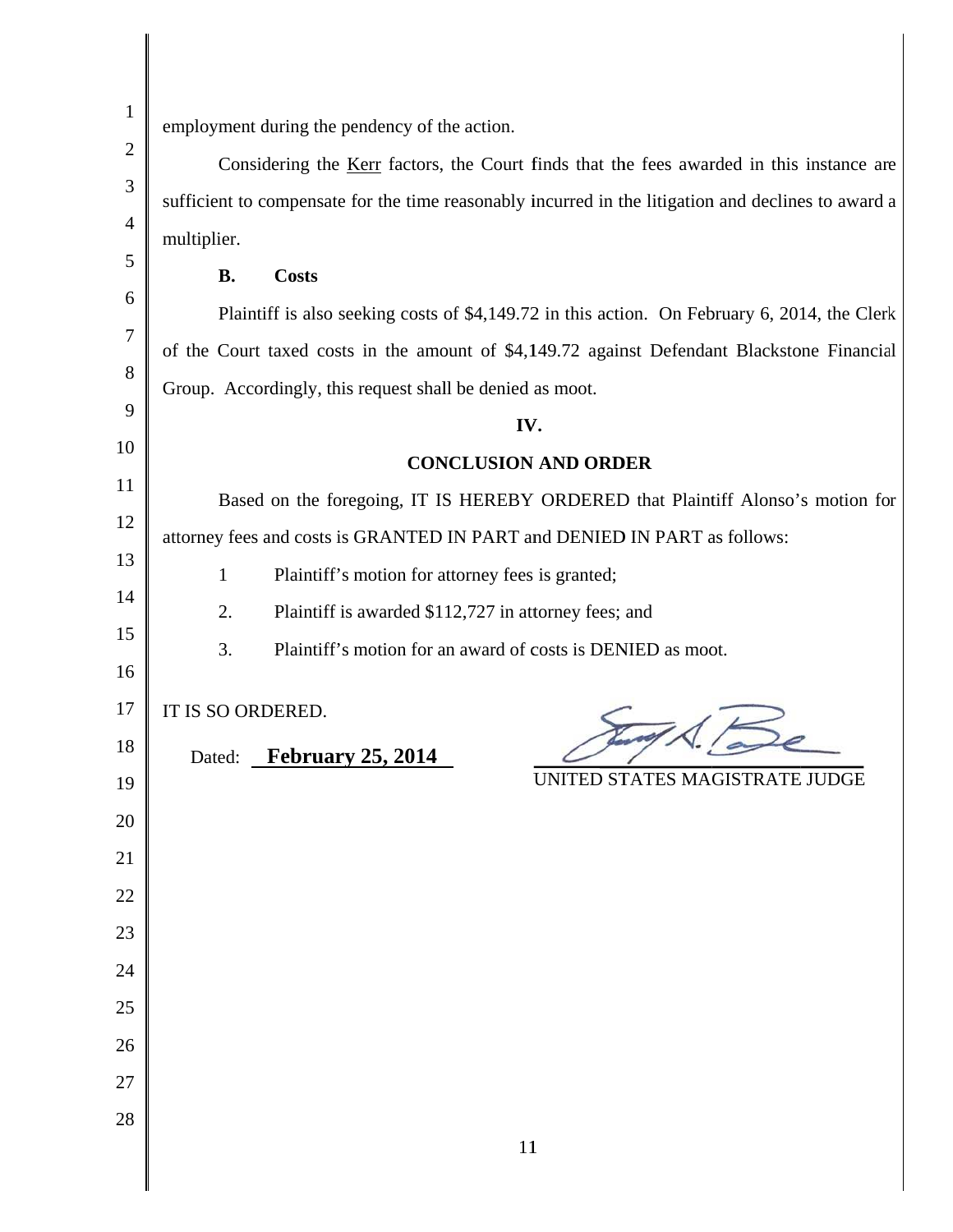employment during the pendency of the action.

Considering the Kerr factors, the Court finds that the fees awarded in this instance are sufficient to compensate for the time reasonably incurred in the litigation and declines to award a multiplier.

**B. Costs**

Plaintiff is also seeking costs of $4,149.72 in this action. On February 6, 2014, the Clerk of the Court taxed costs in the amount of $4,149.72 against Defendant Blackstone Financial Group. Accordingly, this request shall be denied as moot.

**IV.**

**CONCLUSION AND ORDER**

Based on the foregoing, IT IS HEREBY ORDERED that Plaintiff Alonso's motion for attorney fees and costs is GRANTED IN PART and DENIED IN PART as follows:

1 Plaintiff's motion for attorney fees is granted;

2. Plaintiff is awarded $112,727 in attorney fees; and

3. Plaintiff's motion for an award of costs is DENIED as moot.

IT IS SO ORDERED.

Dated: **February 25, 2014**

UNITED STATES MAGISTRATE JUDGE